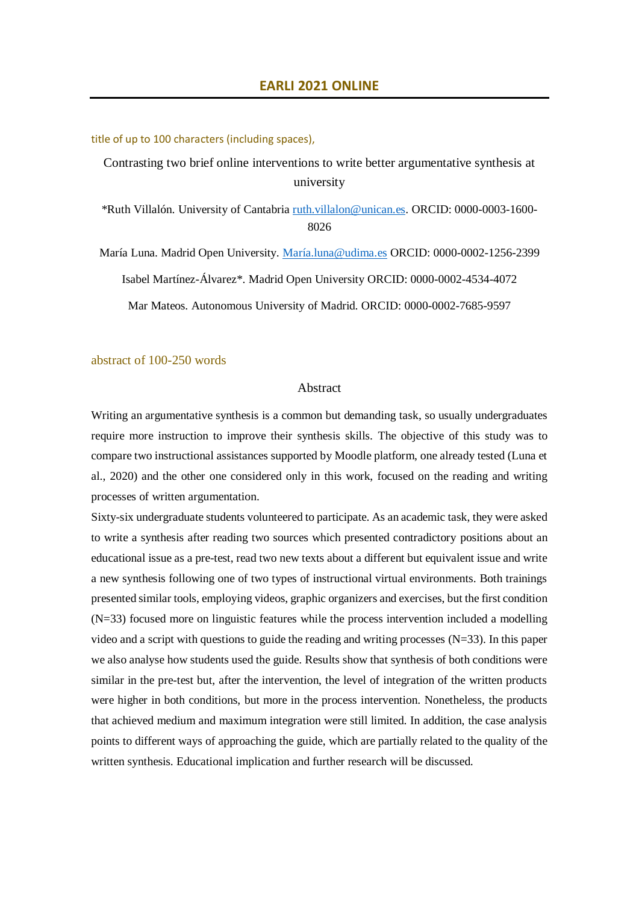# EARLI 2021 ONLINE

title of up to 100 characters (including spaces),

Contrasting two brief online interventions to write better argumentative synthesis at university

*Ruth Villalón. University of Cantabria ruth.villalon@unican.es. ORCID: 0000-0003-1600-8026

María Luna. Madrid Open University. María.luna@udima.es ORCID: 0000-0002-1256-2399

Isabel Martínez-Álvarez*. Madrid Open University ORCID: 0000-0002-4534-4072

Mar Mateos. Autonomous University of Madrid. ORCID: 0000-0002-7685-9597

abstract of 100-250 words

## Abstract

Writing an argumentative synthesis is a common but demanding task, so usually undergraduates require more instruction to improve their synthesis skills. The objective of this study was to compare two instructional assistances supported by Moodle platform, one already tested (Luna et al., 2020) and the other one considered only in this work, focused on the reading and writing processes of written argumentation.

Sixty-six undergraduate students volunteered to participate. As an academic task, they were asked to write a synthesis after reading two sources which presented contradictory positions about an educational issue as a pre-test, read two new texts about a different but equivalent issue and write a new synthesis following one of two types of instructional virtual environments. Both trainings presented similar tools, employing videos, graphic organizers and exercises, but the first condition (N=33) focused more on linguistic features while the process intervention included a modelling video and a script with questions to guide the reading and writing processes (N=33). In this paper we also analyse how students used the guide. Results show that synthesis of both conditions were similar in the pre-test but, after the intervention, the level of integration of the written products were higher in both conditions, but more in the process intervention. Nonetheless, the products that achieved medium and maximum integration were still limited. In addition, the case analysis points to different ways of approaching the guide, which are partially related to the quality of the written synthesis. Educational implication and further research will be discussed.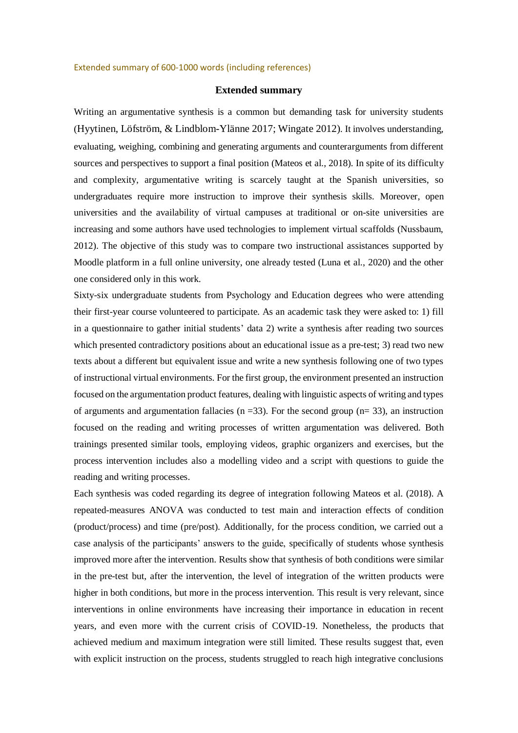Extended summary of 600-1000 words (including references)

## Extended summary

Writing an argumentative synthesis is a common but demanding task for university students (Hyytinen, Löfström, & Lindblom-Ylänne 2017; Wingate 2012). It involves understanding, evaluating, weighing, combining and generating arguments and counterarguments from different sources and perspectives to support a final position (Mateos et al., 2018). In spite of its difficulty and complexity, argumentative writing is scarcely taught at the Spanish universities, so undergraduates require more instruction to improve their synthesis skills. Moreover, open universities and the availability of virtual campuses at traditional or on-site universities are increasing and some authors have used technologies to implement virtual scaffolds (Nussbaum, 2012). The objective of this study was to compare two instructional assistances supported by Moodle platform in a full online university, one already tested (Luna et al., 2020) and the other one considered only in this work.

Sixty-six undergraduate students from Psychology and Education degrees who were attending their first-year course volunteered to participate. As an academic task they were asked to: 1) fill in a questionnaire to gather initial students' data 2) write a synthesis after reading two sources which presented contradictory positions about an educational issue as a pre-test; 3) read two new texts about a different but equivalent issue and write a new synthesis following one of two types of instructional virtual environments. For the first group, the environment presented an instruction focused on the argumentation product features, dealing with linguistic aspects of writing and types of arguments and argumentation fallacies (n =33). For the second group (n= 33), an instruction focused on the reading and writing processes of written argumentation was delivered. Both trainings presented similar tools, employing videos, graphic organizers and exercises, but the process intervention includes also a modelling video and a script with questions to guide the reading and writing processes.

Each synthesis was coded regarding its degree of integration following Mateos et al. (2018). A repeated-measures ANOVA was conducted to test main and interaction effects of condition (product/process) and time (pre/post). Additionally, for the process condition, we carried out a case analysis of the participants' answers to the guide, specifically of students whose synthesis improved more after the intervention. Results show that synthesis of both conditions were similar in the pre-test but, after the intervention, the level of integration of the written products were higher in both conditions, but more in the process intervention. This result is very relevant, since interventions in online environments have increasing their importance in education in recent years, and even more with the current crisis of COVID-19. Nonetheless, the products that achieved medium and maximum integration were still limited. These results suggest that, even with explicit instruction on the process, students struggled to reach high integrative conclusions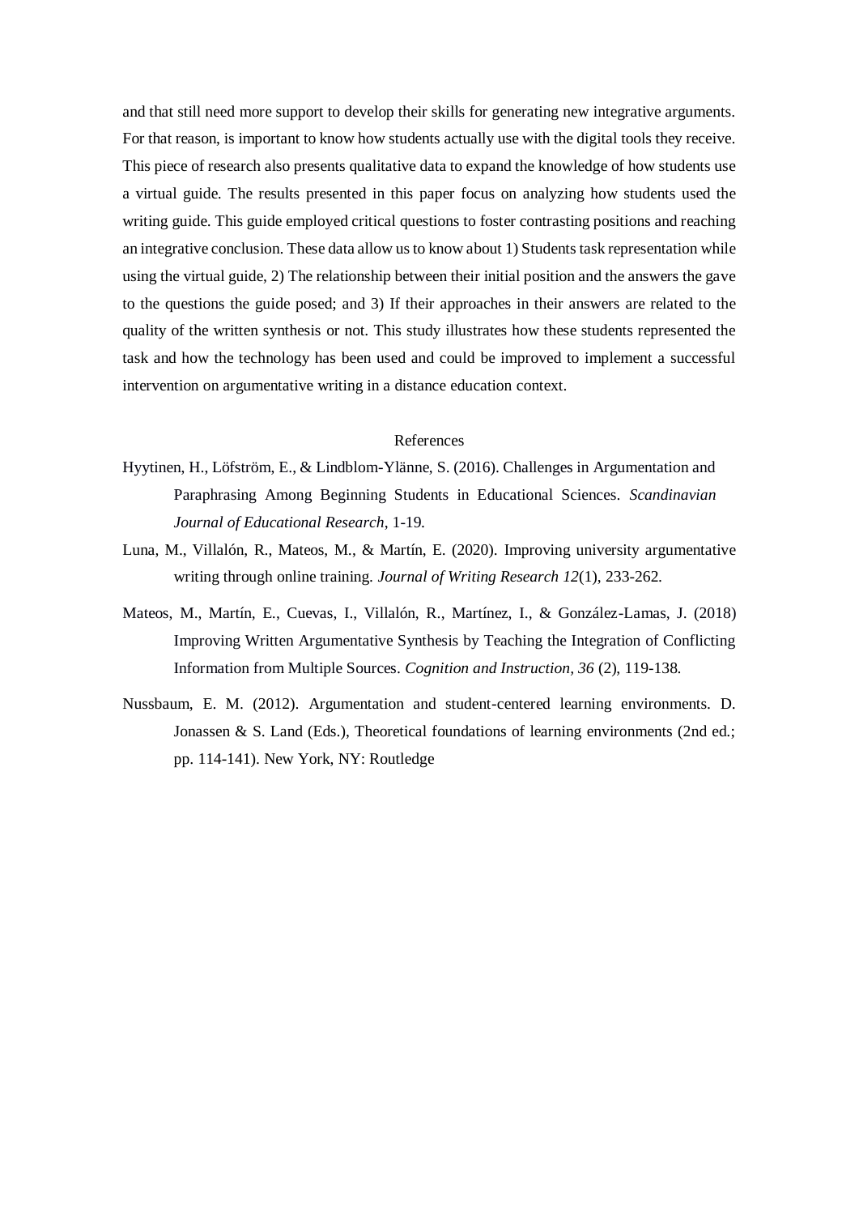and that still need more support to develop their skills for generating new integrative arguments. For that reason, is important to know how students actually use with the digital tools they receive. This piece of research also presents qualitative data to expand the knowledge of how students use a virtual guide. The results presented in this paper focus on analyzing how students used the writing guide. This guide employed critical questions to foster contrasting positions and reaching an integrative conclusion. These data allow us to know about 1) Students task representation while using the virtual guide, 2) The relationship between their initial position and the answers the gave to the questions the guide posed; and 3) If their approaches in their answers are related to the quality of the written synthesis or not. This study illustrates how these students represented the task and how the technology has been used and could be improved to implement a successful intervention on argumentative writing in a distance education context.

## References

Hyytinen, H., Löfström, E., & Lindblom-Ylänne, S. (2016). Challenges in Argumentation and Paraphrasing Among Beginning Students in Educational Sciences. *Scandinavian Journal of Educational Research*, 1-19.

Luna, M., Villalón, R., Mateos, M., & Martín, E. (2020). Improving university argumentative writing through online training. *Journal of Writing Research 12*(1), 233-262.

Mateos, M., Martín, E., Cuevas, I., Villalón, R., Martínez, I., & González-Lamas, J. (2018) Improving Written Argumentative Synthesis by Teaching the Integration of Conflicting Information from Multiple Sources. *Cognition and Instruction, 36* (2), 119-138.

Nussbaum, E. M. (2012). Argumentation and student-centered learning environments. D. Jonassen & S. Land (Eds.), Theoretical foundations of learning environments (2nd ed.; pp. 114-141). New York, NY: Routledge